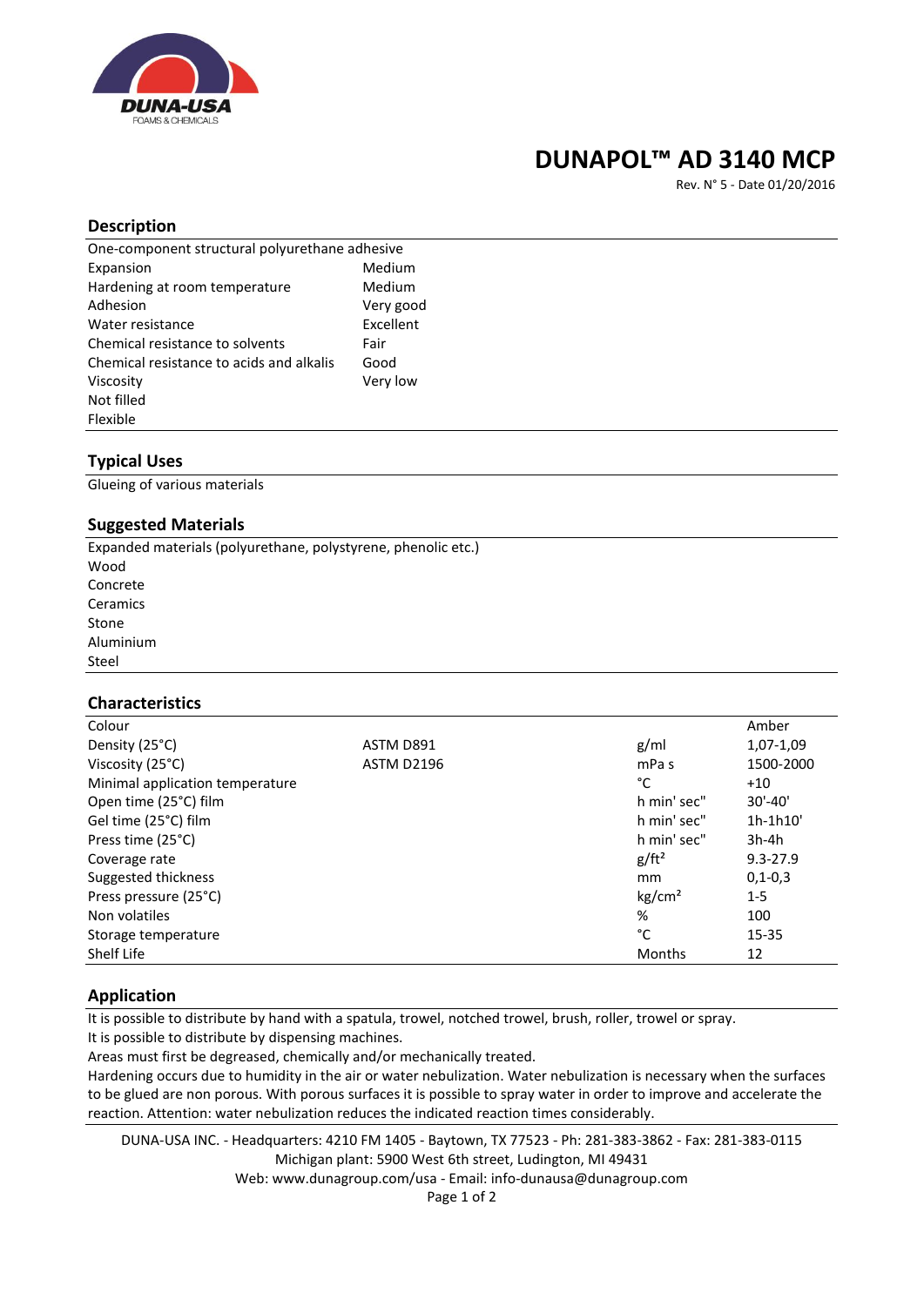# DUNAPOL™ AD 3140 MCP

Rev. N° 5 - Date 01/20/2016

## Description

One-component structural polyurethane adhesive

| | |
|---|---|
| Expansion | Medium |
| Hardening at room temperature | Medium |
| Adhesion | Very good |
| Water resistance | Excellent |
| Chemical resistance to solvents | Fair |
| Chemical resistance to acids and alkalis | Good |
| Viscosity | Very low |

Not filled

Flexible

## Typical Uses

Glueing of various materials

## Suggested Materials

Expanded materials (polyurethane, polystyrene, phenolic etc.)
Wood
Concrete
Ceramics
Stone
Aluminium
Steel

## Characteristics

| | | | |
|---|---|---|---|
| Colour | | | Amber |
| Density (25°C) | ASTM D891 | g/ml | 1,07-1,09 |
| Viscosity (25°C) | ASTM D2196 | mPa s | 1500-2000 |
| Minimal application temperature | | °C | +10 |
| Open time (25°C) film | | h min' sec" | 30'-40' |
| Gel time (25°C) film | | h min' sec" | 1h-1h10' |
| Press time (25°C) | | h min' sec" | 3h-4h |
| Coverage rate | | g/ft² | 9.3-27.9 |
| Suggested thickness | | mm | 0,1-0,3 |
| Press pressure (25°C) | | kg/cm² | 1-5 |
| Non volatiles | | % | 100 |
| Storage temperature | | °C | 15-35 |
| Shelf Life | | Months | 12 |

## Application

It is possible to distribute by hand with a spatula, trowel, notched trowel, brush, roller, trowel or spray.
It is possible to distribute by dispensing machines.
Areas must first be degreased, chemically and/or mechanically treated.
Hardening occurs due to humidity in the air or water nebulization. Water nebulization is necessary when the surfaces to be glued are non porous. With porous surfaces it is possible to spray water in order to improve and accelerate the reaction. Attention: water nebulization reduces the indicated reaction times considerably.

DUNA-USA INC. - Headquarters: 4210 FM 1405 - Baytown, TX 77523 - Ph: 281-383-3862 - Fax: 281-383-0115
Michigan plant: 5900 West 6th street, Ludington, MI 49431
Web: www.dunagroup.com/usa - Email: info-dunausa@dunagroup.com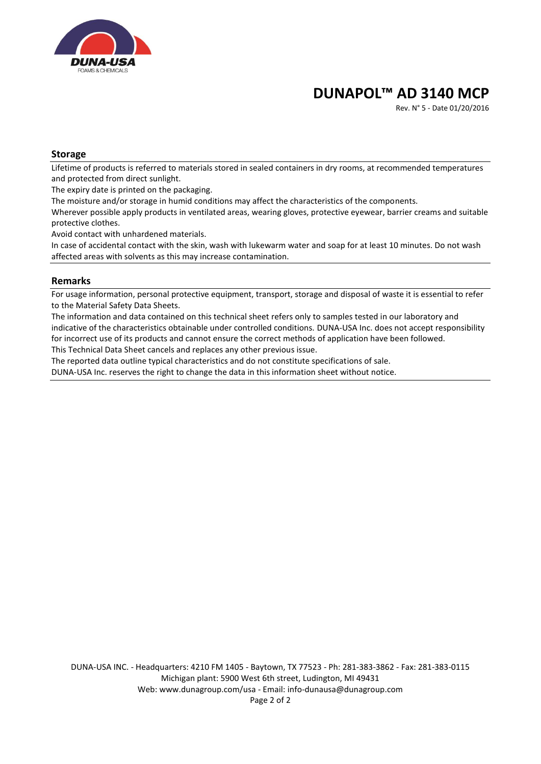# DUNAPOL™ AD 3140 MCP

Rev. N° 5 - Date 01/20/2016

## Storage

Lifetime of products is referred to materials stored in sealed containers in dry rooms, at recommended temperatures and protected from direct sunlight.

The expiry date is printed on the packaging.

The moisture and/or storage in humid conditions may affect the characteristics of the components.

Wherever possible apply products in ventilated areas, wearing gloves, protective eyewear, barrier creams and suitable protective clothes.

Avoid contact with unhardened materials.

In case of accidental contact with the skin, wash with lukewarm water and soap for at least 10 minutes. Do not wash affected areas with solvents as this may increase contamination.

## Remarks

For usage information, personal protective equipment, transport, storage and disposal of waste it is essential to refer to the Material Safety Data Sheets.

The information and data contained on this technical sheet refers only to samples tested in our laboratory and indicative of the characteristics obtainable under controlled conditions. DUNA-USA Inc. does not accept responsibility for incorrect use of its products and cannot ensure the correct methods of application have been followed.

This Technical Data Sheet cancels and replaces any other previous issue.

The reported data outline typical characteristics and do not constitute specifications of sale.

DUNA-USA Inc. reserves the right to change the data in this information sheet without notice.

DUNA-USA INC. - Headquarters: 4210 FM 1405 - Baytown, TX 77523 - Ph: 281-383-3862 - Fax: 281-383-0115
Michigan plant: 5900 West 6th street, Ludington, MI 49431
Web: www.dunagroup.com/usa - Email: info-dunausa@dunagroup.com